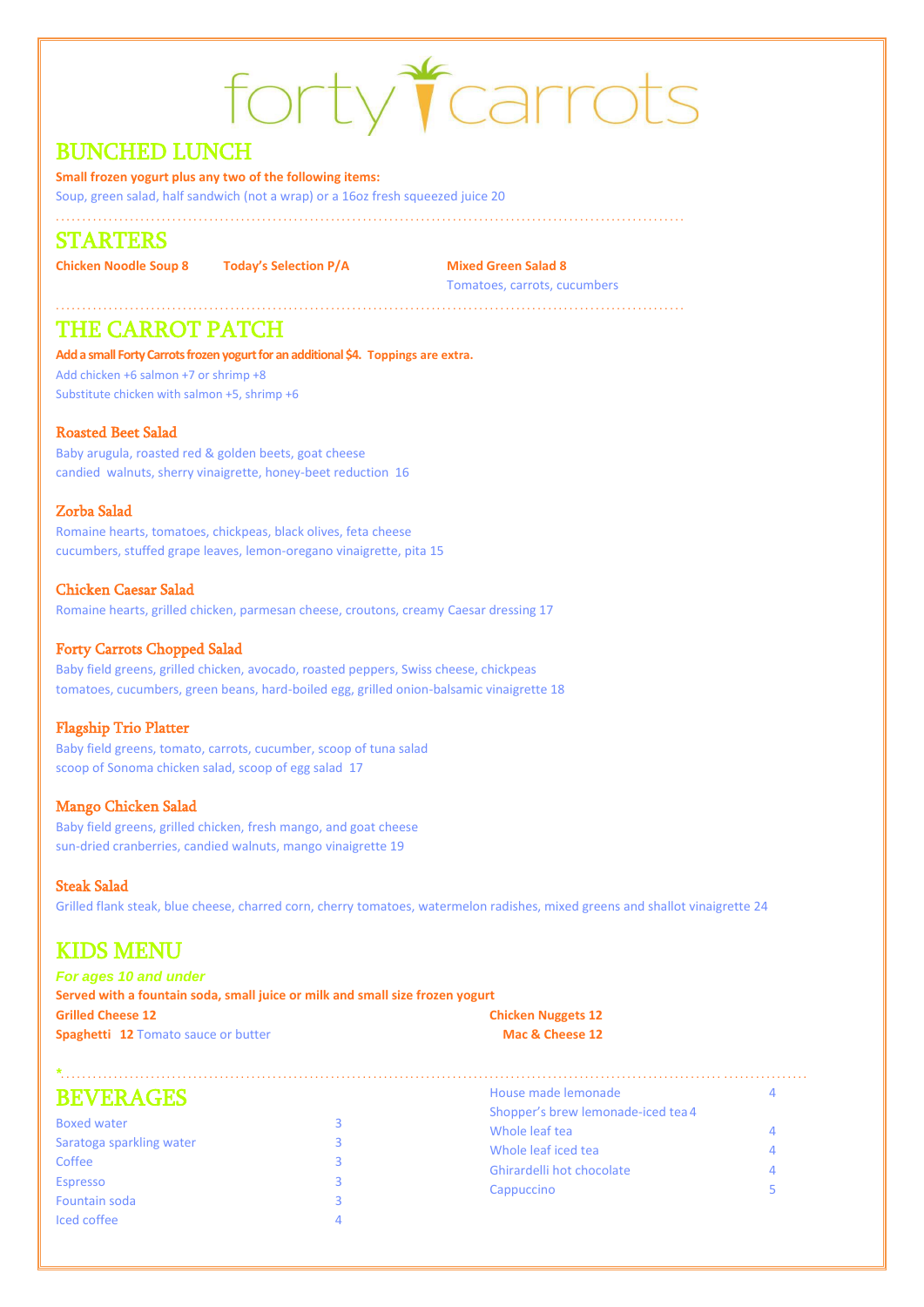# forty carrots

## BUNCHED LUNCH

**Small frozen yogurt plus any two of the following items:**

Soup, green salad, half sandwich (not a wrap) or a 16oz fresh squeezed juice 20

## STARTERS

**Chicken Noodle Soup 8**

**Today's Selection P/A**

**Mixed Green Salad 8**
Tomatoes, carrots, cucumbers

## THE CARROT PATCH

**Add a small Forty Carrots frozen yogurt for an additional $4. Toppings are extra.**

Add chicken +6 salmon +7 or shrimp +8
Substitute chicken with salmon +5, shrimp +6

### Roasted Beet Salad

Baby arugula, roasted red & golden beets, goat cheese
candied walnuts, sherry vinaigrette, honey-beet reduction 16

### Zorba Salad

Romaine hearts, tomatoes, chickpeas, black olives, feta cheese
cucumbers, stuffed grape leaves, lemon-oregano vinaigrette, pita 15

### Chicken Caesar Salad

Romaine hearts, grilled chicken, parmesan cheese, croutons, creamy Caesar dressing 17

### Forty Carrots Chopped Salad

Baby field greens, grilled chicken, avocado, roasted peppers, Swiss cheese, chickpeas
tomatoes, cucumbers, green beans, hard-boiled egg, grilled onion-balsamic vinaigrette 18

### Flagship Trio Platter

Baby field greens, tomato, carrots, cucumber, scoop of tuna salad
scoop of Sonoma chicken salad, scoop of egg salad 17

### Mango Chicken Salad

Baby field greens, grilled chicken, fresh mango, and goat cheese
sun-dried cranberries, candied walnuts, mango vinaigrette 19

### Steak Salad

Grilled flank steak, blue cheese, charred corn, cherry tomatoes, watermelon radishes, mixed greens and shallot vinaigrette 24

## KIDS MENU

***For ages 10 and under***

**Served with a fountain soda, small juice or milk and small size frozen yogurt**

**Grilled Cheese 12**

**Spaghetti 12** Tomato sauce or butter

**Chicken Nuggets 12**

**Mac & Cheese 12**

*

## BEVERAGES

| Item | Price |
|---|---|
| Boxed water | 3 |
| Saratoga sparkling water | 3 |
| Coffee | 3 |
| Espresso | 3 |
| Fountain soda | 3 |
| Iced coffee | 4 |
| House made lemonade | 4 |
| Shopper's brew lemonade-iced tea | 4 |
| Whole leaf tea | 4 |
| Whole leaf iced tea | 4 |
| Ghirardelli hot chocolate | 4 |
| Cappuccino | 5 |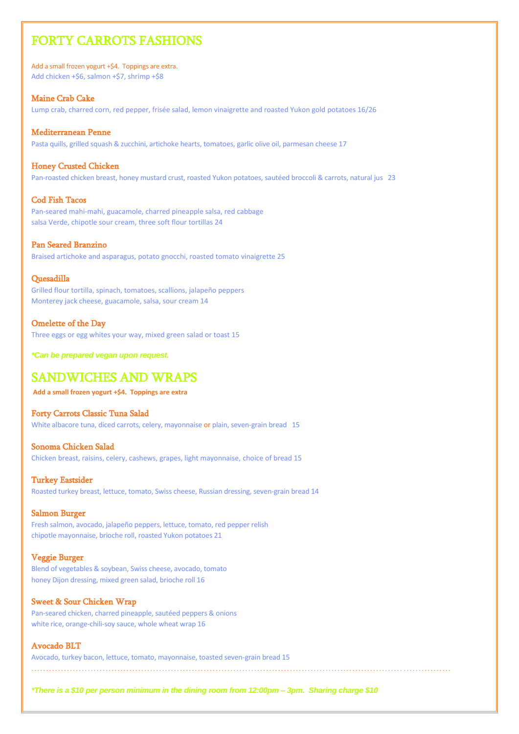# FORTY CARROTS FASHIONS

Add a small frozen yogurt +$4. Toppings are extra.
Add chicken +$6, salmon +$7, shrimp +$8

### Maine Crab Cake
Lump crab, charred corn, red pepper, frisée salad, lemon vinaigrette and roasted Yukon gold potatoes 16/26

### Mediterranean Penne
Pasta quills, grilled squash & zucchini, artichoke hearts, tomatoes, garlic olive oil, parmesan cheese 17

### Honey Crusted Chicken
Pan-roasted chicken breast, honey mustard crust, roasted Yukon potatoes, sautéed broccoli & carrots, natural jus 23

### Cod Fish Tacos
Pan-seared mahi-mahi, guacamole, charred pineapple salsa, red cabbage
salsa Verde, chipotle sour cream, three soft flour tortillas 24

### Pan Seared Branzino
Braised artichoke and asparagus, potato gnocchi, roasted tomato vinaigrette 25

### Quesadilla
Grilled flour tortilla, spinach, tomatoes, scallions, jalapeño peppers
Monterey jack cheese, guacamole, salsa, sour cream 14

### Omelette of the Day
Three eggs or egg whites your way, mixed green salad or toast 15

*\*Can be prepared vegan upon request.*

# SANDWICHES AND WRAPS

**Add a small frozen yogurt +$4. Toppings are extra**

### Forty Carrots Classic Tuna Salad
White albacore tuna, diced carrots, celery, mayonnaise or plain, seven-grain bread 15

### Sonoma Chicken Salad
Chicken breast, raisins, celery, cashews, grapes, light mayonnaise, choice of bread 15

### Turkey Eastsider
Roasted turkey breast, lettuce, tomato, Swiss cheese, Russian dressing, seven-grain bread 14

### Salmon Burger
Fresh salmon, avocado, jalapeño peppers, lettuce, tomato, red pepper relish
chipotle mayonnaise, brioche roll, roasted Yukon potatoes 21

### Veggie Burger
Blend of vegetables & soybean, Swiss cheese, avocado, tomato
honey Dijon dressing, mixed green salad, brioche roll 16

### Sweet & Sour Chicken Wrap
Pan-seared chicken, charred pineapple, sautéed peppers & onions
white rice, orange-chili-soy sauce, whole wheat wrap 16

### Avocado BLT
Avocado, turkey bacon, lettuce, tomato, mayonnaise, toasted seven-grain bread 15

*\*There is a $10 per person minimum in the dining room from 12:00pm – 3pm. Sharing charge $10*